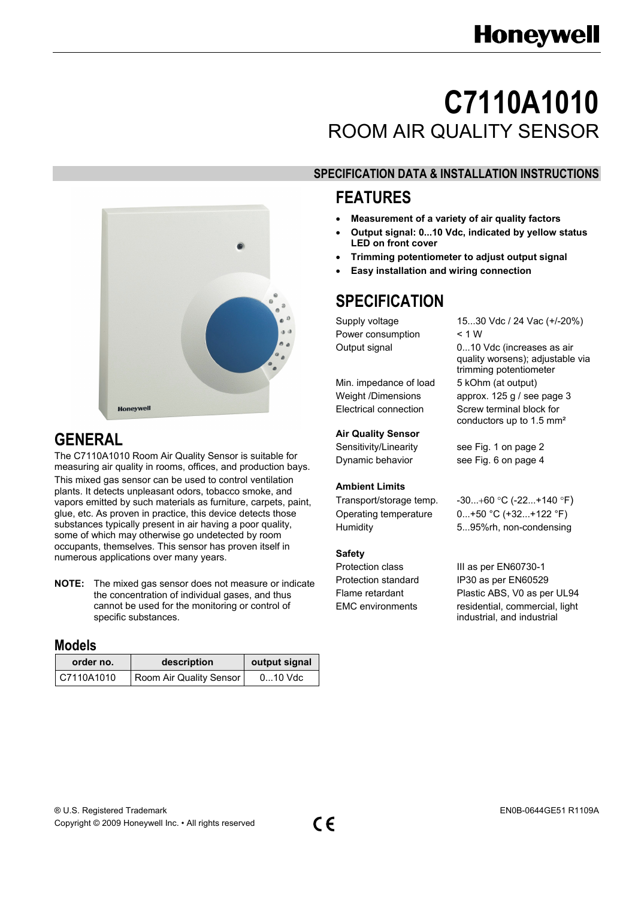# C7110A1010

## ROOM AIR QUALITY SENSOR

**SPECIFICATION DATA & INSTALLATION INSTRUCTIONS**

## GENERAL

The C7110A1010 Room Air Quality Sensor is suitable for measuring air quality in rooms, offices, and production bays. This mixed gas sensor can be used to control ventilation plants. It detects unpleasant odors, tobacco smoke, and vapors emitted by such materials as furniture, carpets, paint, glue, etc. As proven in practice, this device detects those substances typically present in air having a poor quality, some of which may otherwise go undetected by room occupants, themselves. This sensor has proven itself in numerous applications over many years.

**NOTE:** The mixed gas sensor does not measure or indicate the concentration of individual gases, and thus cannot be used for the monitoring or control of specific substances.

### Models

| order no. | description | output signal |
|---|---|---|
| C7110A1010 | Room Air Quality Sensor | 0...10 Vdc |

## FEATURES

- **Measurement of a variety of air quality factors**
- **Output signal: 0...10 Vdc, indicated by yellow status LED on front cover**
- **Trimming potentiometer to adjust output signal**
- **Easy installation and wiring connection**

## SPECIFICATION

| | |
|---|---|
| Supply voltage | 15...30 Vdc / 24 Vac (+/-20%) |
| Power consumption | < 1 W |
| Output signal | 0...10 Vdc (increases as air quality worsens); adjustable via trimming potentiometer |
| Min. impedance of load | 5 kOhm (at output) |
| Weight /Dimensions | approx. 125 g / see page 3 |
| Electrical connection | Screw terminal block for conductors up to 1.5 mm² |

**Air Quality Sensor**

| | |
|---|---|
| Sensitivity/Linearity | see Fig. 1 on page 2 |
| Dynamic behavior | see Fig. 6 on page 4 |

**Ambient Limits**

| | |
|---|---|
| Transport/storage temp. | -30...+60 °C (-22...+140 °F) |
| Operating temperature | 0...+50 °C (+32...+122 °F) |
| Humidity | 5...95%rh, non-condensing |

**Safety**

| | |
|---|---|
| Protection class | III as per EN60730-1 |
| Protection standard | IP30 as per EN60529 |
| Flame retardant | Plastic ABS, V0 as per UL94 |
| EMC environments | residential, commercial, light industrial, and industrial |

® U.S. Registered Trademark
Copyright © 2009 Honeywell Inc. • All rights reserved

EN0B-0644GE51 R1109A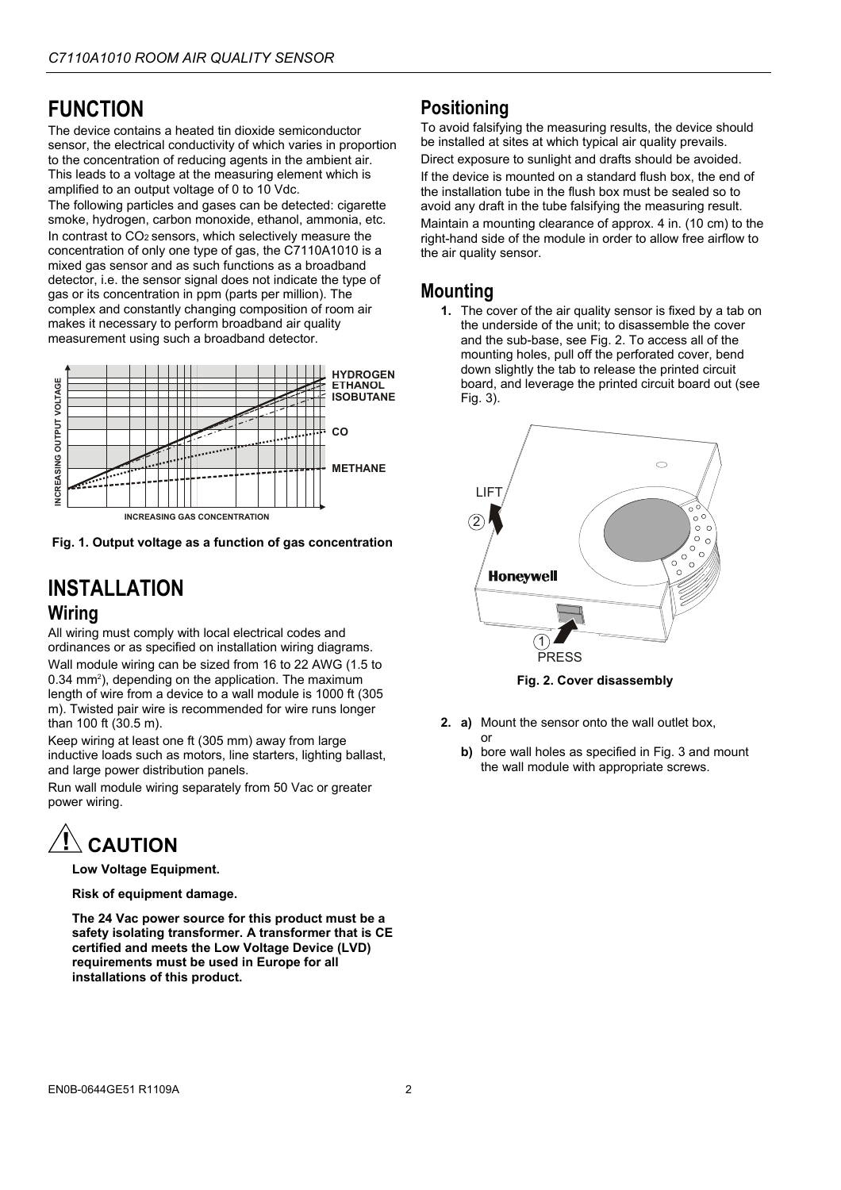# FUNCTION

The device contains a heated tin dioxide semiconductor sensor, the electrical conductivity of which varies in proportion to the concentration of reducing agents in the ambient air. This leads to a voltage at the measuring element which is amplified to an output voltage of 0 to 10 Vdc.

The following particles and gases can be detected: cigarette smoke, hydrogen, carbon monoxide, ethanol, ammonia, etc.

In contrast to $CO_2$ sensors, which selectively measure the concentration of only one type of gas, the C7110A1010 is a mixed gas sensor and as such functions as a broadband detector, i.e. the sensor signal does not indicate the type of gas or its concentration in ppm (parts per million). The complex and constantly changing composition of room air makes it necessary to perform broadband air quality measurement using such a broadband detector.

**Fig. 1. Output voltage as a function of gas concentration**

# INSTALLATION

## Wiring

All wiring must comply with local electrical codes and ordinances or as specified on installation wiring diagrams.

Wall module wiring can be sized from 16 to 22 AWG (1.5 to 0.34 mm²), depending on the application. The maximum length of wire from a device to a wall module is 1000 ft (305 m). Twisted pair wire is recommended for wire runs longer than 100 ft (30.5 m).

Keep wiring at least one ft (305 mm) away from large inductive loads such as motors, line starters, lighting ballast, and large power distribution panels.

Run wall module wiring separately from 50 Vac or greater power wiring.

### CAUTION

**Low Voltage Equipment.**

**Risk of equipment damage.**

**The 24 Vac power source for this product must be a safety isolating transformer. A transformer that is CE certified and meets the Low Voltage Device (LVD) requirements must be used in Europe for all installations of this product.**

## Positioning

To avoid falsifying the measuring results, the device should be installed at sites at which typical air quality prevails.

Direct exposure to sunlight and drafts should be avoided.

If the device is mounted on a standard flush box, the end of the installation tube in the flush box must be sealed so to avoid any draft in the tube falsifying the measuring result.

Maintain a mounting clearance of approx. 4 in. (10 cm) to the right-hand side of the module in order to allow free airflow to the air quality sensor.

## Mounting

1. The cover of the air quality sensor is fixed by a tab on the underside of the unit; to disassemble the cover and the sub-base, see Fig. 2. To access all of the mounting holes, pull off the perforated cover, bend down slightly the tab to release the printed circuit board, and leverage the printed circuit board out (see Fig. 3).

**Fig. 2. Cover disassembly**

2. a) Mount the sensor onto the wall outlet box, or
   b) bore wall holes as specified in Fig. 3 and mount the wall module with appropriate screws.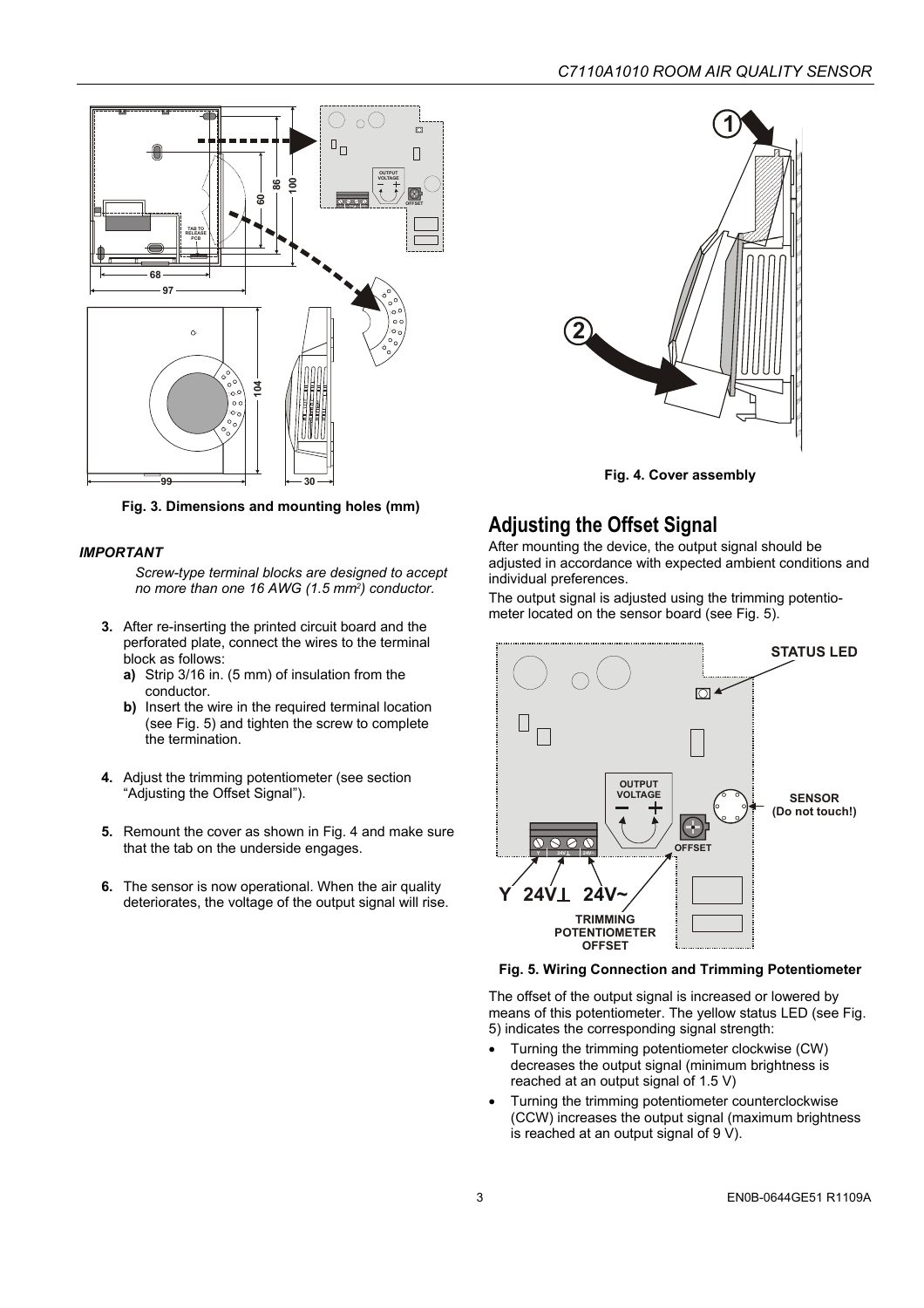Fig. 3. Dimensions and mounting holes (mm)

***IMPORTANT***

*Screw-type terminal blocks are designed to accept no more than one 16 AWG (1.5 mm²) conductor.*

3. After re-inserting the printed circuit board and the perforated plate, connect the wires to the terminal block as follows:
   a) Strip 3/16 in. (5 mm) of insulation from the conductor.
   b) Insert the wire in the required terminal location (see Fig. 5) and tighten the screw to complete the termination.

4. Adjust the trimming potentiometer (see section "Adjusting the Offset Signal").

5. Remount the cover as shown in Fig. 4 and make sure that the tab on the underside engages.

6. The sensor is now operational. When the air quality deteriorates, the voltage of the output signal will rise.

**Fig. 4. Cover assembly**

## Adjusting the Offset Signal

After mounting the device, the output signal should be adjusted in accordance with expected ambient conditions and individual preferences.

The output signal is adjusted using the trimming potentiometer located on the sensor board (see Fig. 5).

**Fig. 5. Wiring Connection and Trimming Potentiometer**

The offset of the output signal is increased or lowered by means of this potentiometer. The yellow status LED (see Fig. 5) indicates the corresponding signal strength:

- Turning the trimming potentiometer clockwise (CW) decreases the output signal (minimum brightness is reached at an output signal of 1.5 V)
- Turning the trimming potentiometer counterclockwise (CCW) increases the output signal (maximum brightness is reached at an output signal of 9 V).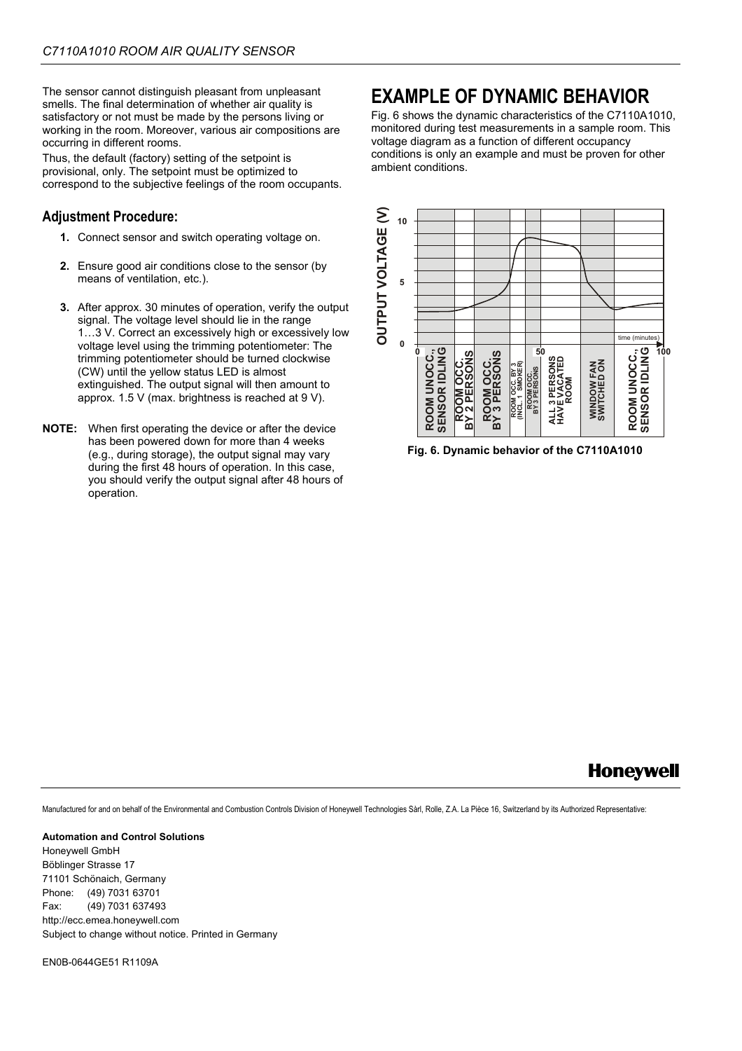The sensor cannot distinguish pleasant from unpleasant smells. The final determination of whether air quality is satisfactory or not must be made by the persons living or working in the room. Moreover, various air compositions are occurring in different rooms.

Thus, the default (factory) setting of the setpoint is provisional, only. The setpoint must be optimized to correspond to the subjective feelings of the room occupants.

### Adjustment Procedure:

1. Connect sensor and switch operating voltage on.
2. Ensure good air conditions close to the sensor (by means of ventilation, etc.).
3. After approx. 30 minutes of operation, verify the output signal. The voltage level should lie in the range 1…3 V. Correct an excessively high or excessively low voltage level using the trimming potentiometer: The trimming potentiometer should be turned clockwise (CW) until the yellow status LED is almost extinguished. The output signal will then amount to approx. 1.5 V (max. brightness is reached at 9 V).

**NOTE:** When first operating the device or after the device has been powered down for more than 4 weeks (e.g., during storage), the output signal may vary during the first 48 hours of operation. In this case, you should verify the output signal after 48 hours of operation.

## EXAMPLE OF DYNAMIC BEHAVIOR

Fig. 6 shows the dynamic characteristics of the C7110A1010, monitored during test measurements in a sample room. This voltage diagram as a function of different occupancy conditions is only an example and must be proven for other ambient conditions.

OUTPUT VOLTAGE (V)
10
5
0
time (minutes)
0
50
100
ROOM UNOCC., SENSOR IDLING
ROOM OCC. BY 2 PERSONS
ROOM OCC. BY 3 PERSONS
ROOM OCC. BY 3 (INCL. 1 SMOKER)
ROOM OCC. BY 3 PERSONS
ALL 3 PERSONS HAVE VACATED ROOM
WINDOW FAN SWITCHED ON
ROOM UNOCC., SENSOR IDLING

**Fig. 6. Dynamic behavior of the C7110A1010**

Manufactured for and on behalf of the Environmental and Combustion Controls Division of Honeywell Technologies Sàrl, Rolle, Z.A. La Pièce 16, Switzerland by its Authorized Representative:

**Automation and Control Solutions**
Honeywell GmbH
Böblinger Strasse 17
71101 Schönaich, Germany
Phone: (49) 7031 63701
Fax: (49) 7031 637493
http://ecc.emea.honeywell.com
Subject to change without notice. Printed in Germany

EN0B-0644GE51 R1109A